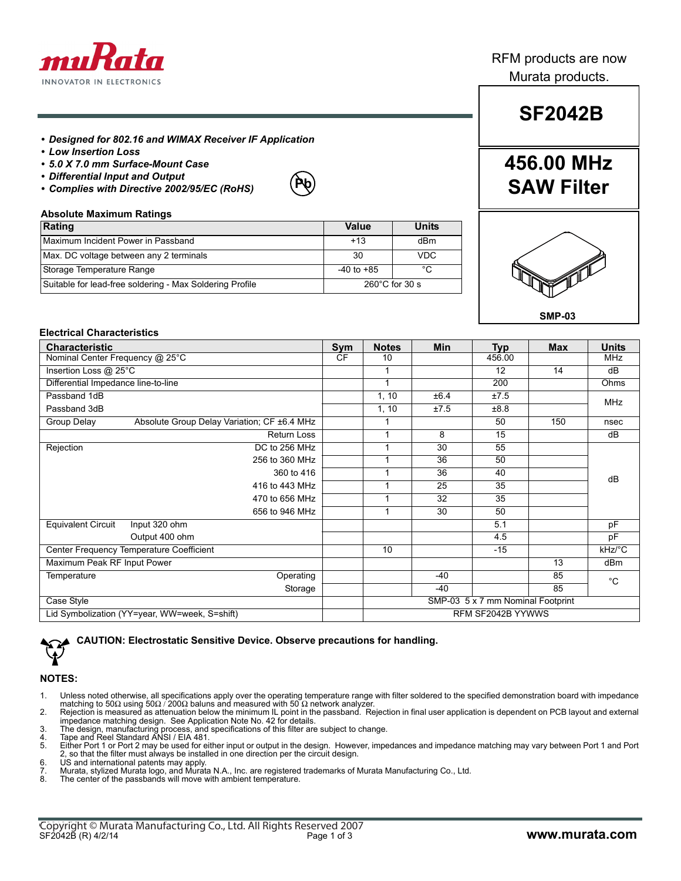RFM products are now Murata products.

# SF2042B

## 456.00 MHz SAW Filter

SMP-03

- ***Designed for 802.16 and WIMAX Receiver IF Application***
- ***Low Insertion Loss***
- ***5.0 X 7.0 mm Surface-Mount Case***
- ***Differential Input and Output***
- ***Complies with Directive 2002/95/EC (RoHS)***

### Absolute Maximum Ratings

| Rating | Value | Units |
|---|---|---|
| Maximum Incident Power in Passband | +13 | dBm |
| Max. DC voltage between any 2 terminals | 30 | VDC |
| Storage Temperature Range | -40 to +85 | °C |
| Suitable for lead-free soldering - Max Soldering Profile | 260°C for 30 s | |

### Electrical Characteristics

| Characteristic | | Sym | Notes | Min | Typ | Max | Units |
|---|---|---|---|---|---|---|---|
| Nominal Center Frequency @ 25°C | | CF | 10 | | 456.00 | | MHz |
| Insertion Loss @ 25°C | | | 1 | | 12 | 14 | dB |
| Differential Impedance line-to-line | | | 1 | | 200 | | Ohms |
| Passband 1dB | | | 1, 10 | ±6.4 | ±7.5 | | MHz |
| Passband 3dB | | | 1, 10 | ±7.5 | ±8.8 | | MHz |
| Group Delay | Absolute Group Delay Variation; CF ±6.4 MHz | | 1 | | 50 | 150 | nsec |
| | Return Loss | | 1 | 8 | 15 | | dB |
| Rejection | DC to 256 MHz | | 1 | 30 | 55 | | dB |
| | 256 to 360 MHz | | 1 | 36 | 50 | | dB |
| | 360 to 416 | | 1 | 36 | 40 | | dB |
| | 416 to 443 MHz | | 1 | 25 | 35 | | dB |
| | 470 to 656 MHz | | 1 | 32 | 35 | | dB |
| | 656 to 946 MHz | | 1 | 30 | 50 | | dB |
| Equivalent Circuit | Input 320 ohm | | | | 5.1 | | pF |
| | Output 400 ohm | | | | 4.5 | | pF |
| Center Frequency Temperature Coefficient | | | 10 | | -15 | | kHz/°C |
| Maximum Peak RF Input Power | | | | | | 13 | dBm |
| Temperature | Operating | | | -40 | | 85 | °C |
| | Storage | | | -40 | | 85 | °C |
| Case Style | | | SMP-03 5 x 7 mm Nominal Footprint | | | | |
| Lid Symbolization (YY=year, WW=week, S=shift) | | | RFM SF2042B YYWWS | | | | |

**CAUTION: Electrostatic Sensitive Device. Observe precautions for handling.**

### NOTES:

1. Unless noted otherwise, all specifications apply over the operating temperature range with filter soldered to the specified demonstration board with impedance matching to 50Ω using 50Ω / 200Ω baluns and measured with 50 Ω network analyzer.
2. Rejection is measured as attenuation below the minimum IL point in the passband. Rejection in final user application is dependent on PCB layout and external impedance matching design. See Application Note No. 42 for details.
3. The design, manufacturing process, and specifications of this filter are subject to change.
4. Tape and Reel Standard ANSI / EIA 481.
5. Either Port 1 or Port 2 may be used for either input or output in the design. However, impedances and impedance matching may vary between Port 1 and Port 2, so that the filter must always be installed in one direction per the circuit design.
6. US and international patents may apply.
7. Murata, stylized Murata logo, and Murata N.A., Inc. are registered trademarks of Murata Manufacturing Co., Ltd.
8. The center of the passbands will move with ambient temperature.

Copyright © Murata Manufacturing Co., Ltd. All Rights Reserved 2007
SF2042B (R) 4/2/14

www.murata.com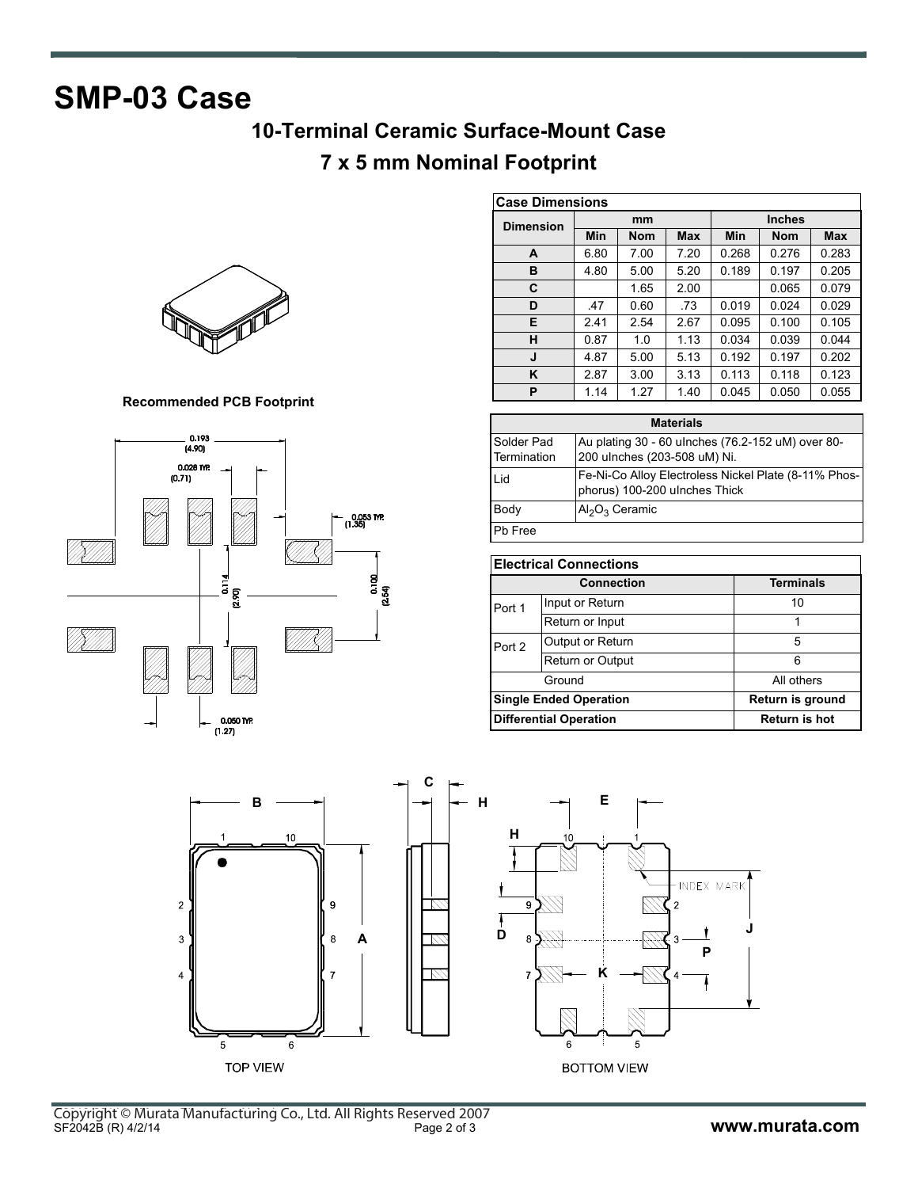# SMP-03 Case

## 10-Terminal Ceramic Surface-Mount Case

## 7 x 5 mm Nominal Footprint

| Case Dimensions | | | | | | |
|---|---|---|---|---|---|---|
| **Dimension** | **mm** | | | **Inches** | | |
| | **Min** | **Nom** | **Max** | **Min** | **Nom** | **Max** |
| **A** | 6.80 | 7.00 | 7.20 | 0.268 | 0.276 | 0.283 |
| **B** | 4.80 | 5.00 | 5.20 | 0.189 | 0.197 | 0.205 |
| **C** | | 1.65 | 2.00 | | 0.065 | 0.079 |
| **D** | .47 | 0.60 | .73 | 0.019 | 0.024 | 0.029 |
| **E** | 2.41 | 2.54 | 2.67 | 0.095 | 0.100 | 0.105 |
| **H** | 0.87 | 1.0 | 1.13 | 0.034 | 0.039 | 0.044 |
| **J** | 4.87 | 5.00 | 5.13 | 0.192 | 0.197 | 0.202 |
| **K** | 2.87 | 3.00 | 3.13 | 0.113 | 0.118 | 0.123 |
| **P** | 1.14 | 1.27 | 1.40 | 0.045 | 0.050 | 0.055 |

**Recommended PCB Footprint**

0.193 (4.90)

0.028 TYP. (0.71)

0.053 TYP. (1.35)

0.114 (2.90)

0.100 (2.54)

0.050 TYP. (1.27)

| Materials | |
|---|---|
| Solder Pad Termination | Au plating 30 - 60 uInches (76.2-152 uM) over 80-200 uInches (203-508 uM) Ni. |
| Lid | Fe-Ni-Co Alloy Electroless Nickel Plate (8-11% Phosphorus) 100-200 uInches Thick |
| Body | $Al_2O_3$ Ceramic |
| Pb Free | |

| Electrical Connections | | |
|---|---|---|
| **Connection** | | **Terminals** |
| Port 1 | Input or Return | 10 |
| | Return or Input | 1 |
| Port 2 | Output or Return | 5 |
| | Return or Output | 6 |
| Ground | | All others |
| **Single Ended Operation** | | **Return is ground** |
| **Differential Operation** | | **Return is hot** |

TOP VIEW

BOTTOM VIEW

INDEX MARK

Copyright © Murata Manufacturing Co., Ltd. All Rights Reserved 2007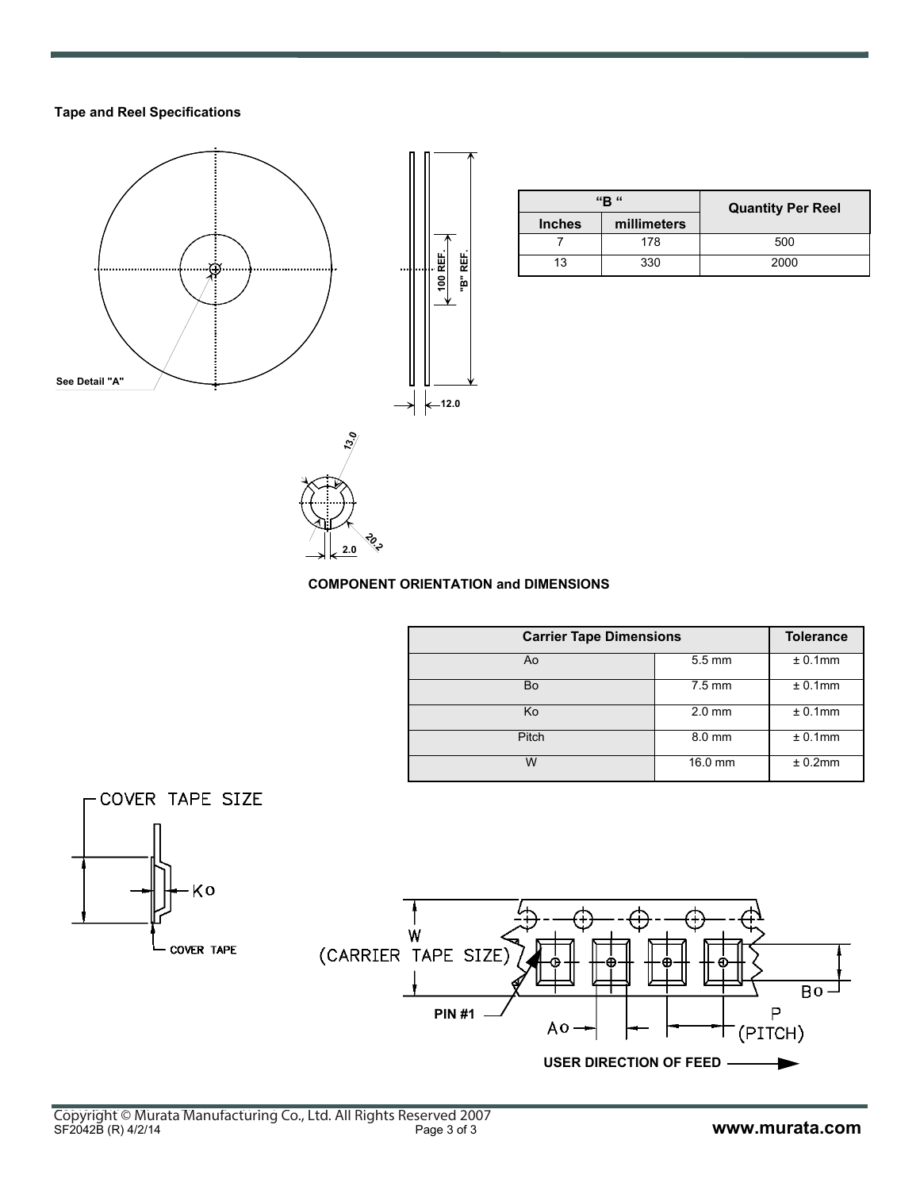**Tape and Reel Specifications**

| "B" | | Quantity Per Reel |
|---|---|---|
| Inches | millimeters | |
| 7 | 178 | 500 |
| 13 | 330 | 2000 |

**COMPONENT ORIENTATION and DIMENSIONS**

| Carrier Tape Dimensions | | Tolerance |
|---|---|---|
| Ao | 5.5 mm | ± 0.1mm |
| Bo | 7.5 mm | ± 0.1mm |
| Ko | 2.0 mm | ± 0.1mm |
| Pitch | 8.0 mm | ± 0.1mm |
| W | 16.0 mm | ± 0.2mm |

Copyright © Murata Manufacturing Co., Ltd. All Rights Reserved 2007
SF2042B (R) 4/2/14

www.murata.com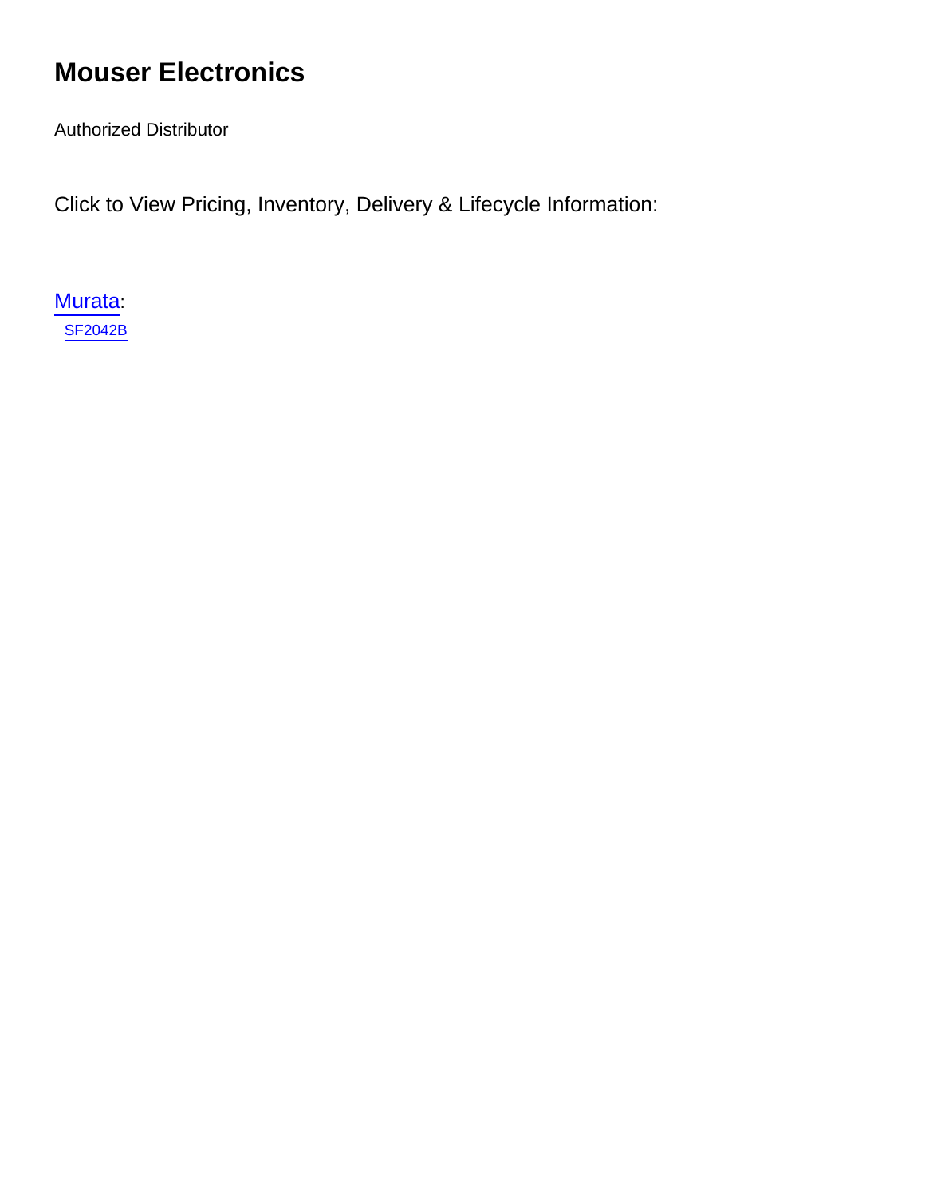# Mouser Electronics

Authorized Distributor

Click to View Pricing, Inventory, Delivery & Lifecycle Information:

Murata:

SF2042B